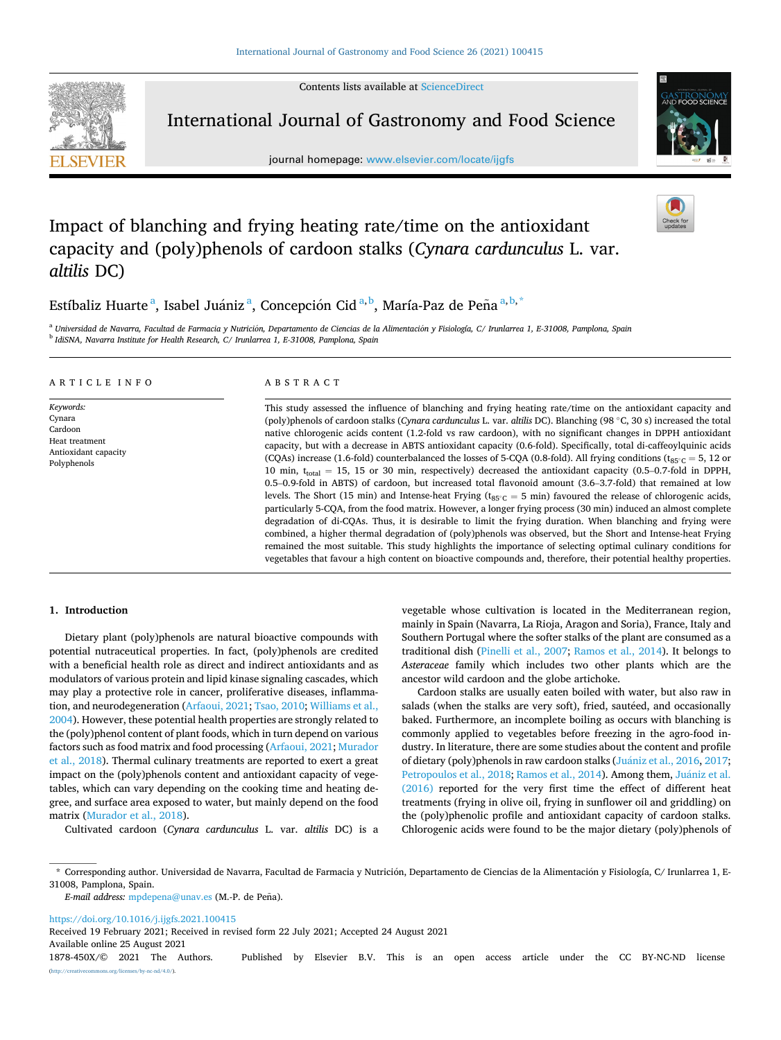# Impact of blanching and frying heating rate/time on the antioxidant capacity and (poly)phenols of cardoon stalks (*Cynara cardunculus* L. var. *altilis* DC)

Estíbaliz Huarte[a], Isabel Juániz[a], Concepción Cid[a,b], María-Paz de Peña[a,b,*]

[a] Universidad de Navarra, Facultad de Farmacia y Nutrición, Departamento de Ciencias de la Alimentación y Fisiología, C/ Irunlarrea 1, E-31008, Pamplona, Spain
[b] IdiSNA, Navarra Institute for Health Research, C/ Irunlarrea 1, E-31008, Pamplona, Spain

## ARTICLE INFO

*Keywords:*
Cynara
Cardoon
Heat treatment
Antioxidant capacity
Polyphenols

## ABSTRACT

This study assessed the influence of blanching and frying heating rate/time on the antioxidant capacity and (poly)phenols of cardoon stalks (*Cynara cardunculus* L. var. *altilis* DC). Blanching (98 °C, 30 s) increased the total native chlorogenic acids content (1.2-fold vs raw cardoon), with no significant changes in DPPH antioxidant capacity, but with a decrease in ABTS antioxidant capacity (0.6-fold). Specifically, total di-caffeoylquinic acids (CQAs) increase (1.6-fold) counterbalanced the losses of 5-CQA (0.8-fold). All frying conditions ($t_{85^\circ C}$ = 5, 12 or 10 min, $t_{total}$ = 15, 15 or 30 min, respectively) decreased the antioxidant capacity (0.5–0.7-fold in DPPH, 0.5–0.9-fold in ABTS) of cardoon, but increased total flavonoid amount (3.6–3.7-fold) that remained at low levels. The Short (15 min) and Intense-heat Frying ($t_{85^\circ C}$ = 5 min) favoured the release of chlorogenic acids, particularly 5-CQA, from the food matrix. However, a longer frying process (30 min) induced an almost complete degradation of di-CQAs. Thus, it is desirable to limit the frying duration. When blanching and frying were combined, a higher thermal degradation of (poly)phenols was observed, but the Short and Intense-heat Frying remained the most suitable. This study highlights the importance of selecting optimal culinary conditions for vegetables that favour a high content on bioactive compounds and, therefore, their potential healthy properties.

## 1. Introduction

Dietary plant (poly)phenols are natural bioactive compounds with potential nutraceutical properties. In fact, (poly)phenols are credited with a beneficial health role as direct and indirect antioxidants and as modulators of various protein and lipid kinase signaling cascades, which may play a protective role in cancer, proliferative diseases, inflammation, and neurodegeneration (Arfaoui, 2021; Tsao, 2010; Williams et al., 2004). However, these potential health properties are strongly related to the (poly)phenol content of plant foods, which in turn depend on various factors such as food matrix and food processing (Arfaoui, 2021; Murador et al., 2018). Thermal culinary treatments are reported to exert a great impact on the (poly)phenols content and antioxidant capacity of vegetables, which can vary depending on the cooking time and heating degree, and surface area exposed to water, but mainly depend on the food matrix (Murador et al., 2018).

Cultivated cardoon (*Cynara cardunculus* L. var. *altilis* DC) is a vegetable whose cultivation is located in the Mediterranean region, mainly in Spain (Navarra, La Rioja, Aragon and Soria), France, Italy and Southern Portugal where the softer stalks of the plant are consumed as a traditional dish (Pinelli et al., 2007; Ramos et al., 2014). It belongs to *Asteraceae* family which includes two other plants which are the ancestor wild cardoon and the globe artichoke.

Cardoon stalks are usually eaten boiled with water, but also raw in salads (when the stalks are very soft), fried, sautéed, and occasionally baked. Furthermore, an incomplete boiling as occurs with blanching is commonly applied to vegetables before freezing in the agro-food industry. In literature, there are some studies about the content and profile of dietary (poly)phenols in raw cardoon stalks (Juániz et al., 2016, 2017; Petropoulos et al., 2018; Ramos et al., 2014). Among them, Juániz et al. (2016) reported for the very first time the effect of different heat treatments (frying in olive oil, frying in sunflower oil and griddling) on the (poly)phenolic profile and antioxidant capacity of cardoon stalks. Chlorogenic acids were found to be the major dietary (poly)phenols of

---

\* Corresponding author. Universidad de Navarra, Facultad de Farmacia y Nutrición, Departamento de Ciencias de la Alimentación y Fisiología, C/ Irunlarrea 1, E-31008, Pamplona, Spain.

*E-mail address:* mdepena@unav.es (M.-P. de Peña).

https://doi.org/10.1016/j.ijgfs.2021.100415
Received 19 February 2021; Received in revised form 22 July 2021; Accepted 24 August 2021
Available online 25 August 2021
1878-450X/© 2021 The Authors. Published by Elsevier B.V. This is an open access article under the CC BY-NC-ND license (http://creativecommons.org/licenses/by-nc-nd/4.0/).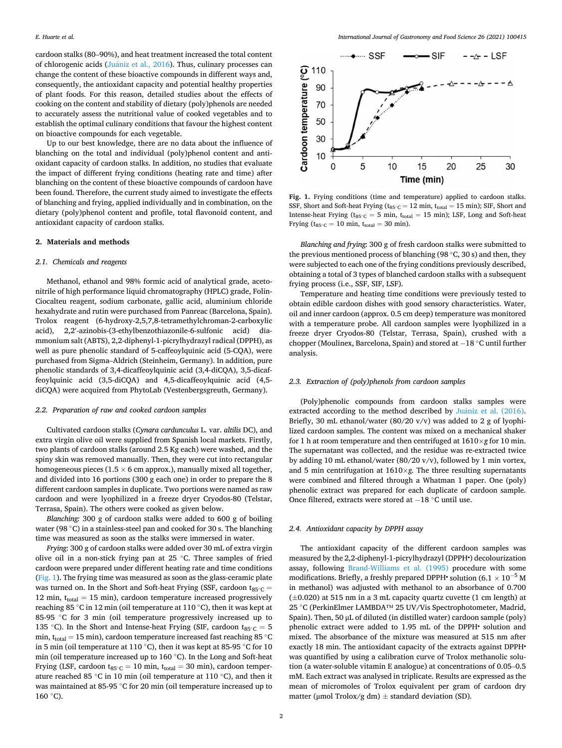cardoon stalks (80–90%), and heat treatment increased the total content of chlorogenic acids (Juániz et al., 2016). Thus, culinary processes can change the content of these bioactive compounds in different ways and, consequently, the antioxidant capacity and potential healthy properties of plant foods. For this reason, detailed studies about the effects of cooking on the content and stability of dietary (poly)phenols are needed to accurately assess the nutritional value of cooked vegetables and to establish the optimal culinary conditions that favour the highest content on bioactive compounds for each vegetable.

Up to our best knowledge, there are no data about the influence of blanching on the total and individual (poly)phenol content and antioxidant capacity of cardoon stalks. In addition, no studies that evaluate the impact of different frying conditions (heating rate and time) after blanching on the content of these bioactive compounds of cardoon have been found. Therefore, the current study aimed to investigate the effects of blanching and frying, applied individually and in combination, on the dietary (poly)phenol content and profile, total flavonoid content, and antioxidant capacity of cardoon stalks.

## 2. Materials and methods

### 2.1. Chemicals and reagents

Methanol, ethanol and 98% formic acid of analytical grade, acetonitrile of high performance liquid chromatography (HPLC) grade, Folin-Ciocalteu reagent, sodium carbonate, gallic acid, aluminium chloride hexahydrate and rutin were purchased from Panreac (Barcelona, Spain). Trolox reagent (6-hydroxy-2,5,7,8-tetramethylchroman-2-carboxylic acid), 2,2′-azinobis-(3-ethylbenzothiazonile-6-sulfonic acid) diammonium salt (ABTS), 2,2-diphenyl-1-picrylhydrazyl radical (DPPH), as well as pure phenolic standard of 5-caffeoylquinic acid (5-CQA), were purchased from Sigma–Aldrich (Steinheim, Germany). In addition, pure phenolic standards of 3,4-dicaffeoylquinic acid (3,4-diCQA), 3,5-dicaffeoylquinic acid (3,5-diCQA) and 4,5-dicaffeoylquinic acid (4,5-diCQA) were acquired from PhytoLab (Vestenbergsgreuth, Germany).

### 2.2. Preparation of raw and cooked cardoon samples

Cultivated cardoon stalks (*Cynara cardunculus* L. var. *altilis* DC), and extra virgin olive oil were supplied from Spanish local markets. Firstly, two plants of cardoon stalks (around 2.5 Kg each) were washed, and the spiny skin was removed manually. Then, they were cut into rectangular homogeneous pieces (1.5 × 6 cm approx.), manually mixed all together, and divided into 16 portions (300 g each one) in order to prepare the 8 different cardoon samples in duplicate. Two portions were named as raw cardoon and were lyophilized in a freeze dryer Cryodos-80 (Telstar, Terrasa, Spain). The others were cooked as given below.

*Blanching:* 300 g of cardoon stalks were added to 600 g of boiling water (98 °C) in a stainless-steel pan and cooked for 30 s. The blanching time was measured as soon as the stalks were immersed in water.

*Frying*: 300 g of cardoon stalks were added over 30 mL of extra virgin olive oil in a non-stick frying pan at 25 °C. Three samples of fried cardoon were prepared under different heating rate and time conditions (Fig. 1). The frying time was measured as soon as the glass-ceramic plate was turned on. In the Short and Soft-heat Frying (SSF, cardoon $t_{85^\circ C}$ = 12 min, $t_{total}$ = 15 min), cardoon temperature increased progressively reaching 85 °C in 12 min (oil temperature at 110 °C), then it was kept at 85-95 °C for 3 min (oil temperature progressively increased up to 135 °C). In the Short and Intense-heat Frying (SIF, cardoon $t_{85^\circ C}$ = 5 min, $t_{total}$ = 15 min), cardoon temperature increased fast reaching 85 °C in 5 min (oil temperature at 110 °C), then it was kept at 85-95 °C for 10 min (oil temperature increased up to 160 °C). In the Long and Soft-heat Frying (LSF, cardoon $t_{85^\circ C}$ = 10 min, $t_{total}$ = 30 min), cardoon temperature reached 85 °C in 10 min (oil temperature at 110 °C), and then it was maintained at 85-95 °C for 20 min (oil temperature increased up to 160 °C).

Fig. 1. Frying conditions (time and temperature) applied to cardoon stalks. SSF, Short and Soft-heat Frying ($t_{85^\circ C}$ = 12 min, $t_{total}$ = 15 min); SIF, Short and Intense-heat Frying ($t_{85^\circ C}$ = 5 min, $t_{total}$ = 15 min); LSF, Long and Soft-heat Frying ($t_{85^\circ C}$ = 10 min, $t_{total}$ = 30 min).

*Blanching and frying*: 300 g of fresh cardoon stalks were submitted to the previous mentioned process of blanching (98 °C, 30 s) and then, they were subjected to each one of the frying conditions previously described, obtaining a total of 3 types of blanched cardoon stalks with a subsequent frying process (i.e., SSF, SIF, LSF).

Temperature and heating time conditions were previously tested to obtain edible cardoon dishes with good sensory characteristics. Water, oil and inner cardoon (approx. 0.5 cm deep) temperature was monitored with a temperature probe. All cardoon samples were lyophilized in a freeze dryer Cryodos-80 (Telstar, Terrasa, Spain), crushed with a chopper (Moulinex, Barcelona, Spain) and stored at −18 °C until further analysis.

### 2.3. Extraction of (poly)phenols from cardoon samples

(Poly)phenolic compounds from cardoon stalks samples were extracted according to the method described by Juániz et al. (2016). Briefly, 30 mL ethanol/water (80/20 v/v) was added to 2 g of lyophilized cardoon samples. The content was mixed on a mechanical shaker for 1 h at room temperature and then centrifuged at 1610×*g* for 10 min. The supernatant was collected, and the residue was re-extracted twice by adding 10 mL ethanol/water (80/20 v/v), followed by 1 min vortex, and 5 min centrifugation at 1610×*g*. The three resulting supernatants were combined and filtered through a Whatman 1 paper. One (poly) phenolic extract was prepared for each duplicate of cardoon sample. Once filtered, extracts were stored at −18 °C until use.

### 2.4. Antioxidant capacity by DPPH assay

The antioxidant capacity of the different cardoon samples was measured by the 2,2-diphenyl-1-picrylhydrazyl (DPPH•) decolourization assay, following Brand-Williams et al. (1995) procedure with some modifications. Briefly, a freshly prepared DPPH• solution ($6.1 \times 10^{-5}$ M in methanol) was adjusted with methanol to an absorbance of 0.700 (±0.020) at 515 nm in a 3 mL capacity quartz cuvette (1 cm length) at 25 °C (PerkinElmer LAMBDA™ 25 UV/Vis Spectrophotometer, Madrid, Spain). Then, 50 μL of diluted (in distilled water) cardoon sample (poly) phenolic extract were added to 1.95 mL of the DPPH• solution and mixed. The absorbance of the mixture was measured at 515 nm after exactly 18 min. The antioxidant capacity of the extracts against DPPH• was quantified by using a calibration curve of Trolox methanolic solution (a water-soluble vitamin E analogue) at concentrations of 0.05–0.5 mM. Each extract was analysed in triplicate. Results are expressed as the mean of micromoles of Trolox equivalent per gram of cardoon dry matter (μmol Trolox/g dm) ± standard deviation (SD).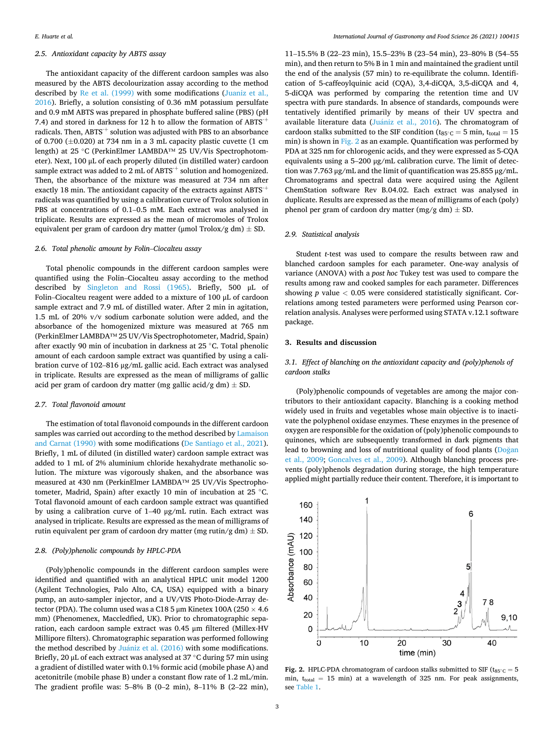### 2.5. Antioxidant capacity by ABTS assay

The antioxidant capacity of the different cardoon samples was also measured by the ABTS decolourization assay according to the method described by Re et al. (1999) with some modifications (Juaniz et al., 2016). Briefly, a solution consisting of 0.36 mM potassium persulfate and 0.9 mM ABTS was prepared in phosphate buffered saline (PBS) (pH 7.4) and stored in darkness for 12 h to allow the formation of $ABTS^{·+}$ radicals. Then, $ABTS^{·+}$ solution was adjusted with PBS to an absorbance of 0.700 (±0.020) at 734 nm in a 3 mL capacity plastic cuvette (1 cm length) at 25 °C (PerkinElmer LAMBDA™ 25 UV/Vis Spectrophotometer). Next, 100 µL of each properly diluted (in distilled water) cardoon sample extract was added to 2 mL of $ABTS^{·+}$ solution and homogenized. Then, the absorbance of the mixture was measured at 734 nm after exactly 18 min. The antioxidant capacity of the extracts against $ABTS^{·+}$ radicals was quantified by using a calibration curve of Trolox solution in PBS at concentrations of 0.1–0.5 mM. Each extract was analysed in triplicate. Results are expressed as the mean of micromoles of Trolox equivalent per gram of cardoon dry matter (µmol Trolox/g dm) ± SD.

### 2.6. Total phenolic amount by Folin–Ciocalteu assay

Total phenolic compounds in the different cardoon samples were quantified using the Folin–Ciocalteu assay according to the method described by Singleton and Rossi (1965). Briefly, 500 µL of Folin–Ciocalteu reagent were added to a mixture of 100 µL of cardoon sample extract and 7.9 mL of distilled water. After 2 min in agitation, 1.5 mL of 20% v/v sodium carbonate solution were added, and the absorbance of the homogenized mixture was measured at 765 nm (PerkinElmer LAMBDA™ 25 UV/Vis Spectrophotometer, Madrid, Spain) after exactly 90 min of incubation in darkness at 25 °C. Total phenolic amount of each cardoon sample extract was quantified by using a calibration curve of 102–816 µg/mL gallic acid. Each extract was analysed in triplicate. Results are expressed as the mean of milligrams of gallic acid per gram of cardoon dry matter (mg gallic acid/g dm) ± SD.

### 2.7. Total flavonoid amount

The estimation of total flavonoid compounds in the different cardoon samples was carried out according to the method described by Lamaison and Carnat (1990) with some modifications (De Santiago et al., 2021). Briefly, 1 mL of diluted (in distilled water) cardoon sample extract was added to 1 mL of 2% aluminium chloride hexahydrate methanolic solution. The mixture was vigorously shaken, and the absorbance was measured at 430 nm (PerkinElmer LAMBDA™ 25 UV/Vis Spectrophotometer, Madrid, Spain) after exactly 10 min of incubation at 25 °C. Total flavonoid amount of each cardoon sample extract was quantified by using a calibration curve of 1–40 µg/mL rutin. Each extract was analysed in triplicate. Results are expressed as the mean of milligrams of rutin equivalent per gram of cardoon dry matter (mg rutin/g dm) ± SD.

### 2.8. (Poly)phenolic compounds by HPLC-PDA

(Poly)phenolic compounds in the different cardoon samples were identified and quantified with an analytical HPLC unit model 1200 (Agilent Technologies, Palo Alto, CA, USA) equipped with a binary pump, an auto-sampler injector, and a UV/VIS Photo-Diode-Array detector (PDA). The column used was a C18 5 µm Kinetex 100A (250 × 4.6 mm) (Phenomenex, Maccledfied, UK). Prior to chromatographic separation, each cardoon sample extract was 0.45 µm filtered (Millex-HV Millipore filters). Chromatographic separation was performed following the method described by Juániz et al. (2016) with some modifications. Briefly, 20 µL of each extract was analysed at 37 °C during 57 min using a gradient of distilled water with 0.1% formic acid (mobile phase A) and acetonitrile (mobile phase B) under a constant flow rate of 1.2 mL/min. The gradient profile was: 5–8% B (0–2 min), 8–11% B (2–22 min), 11–15.5% B (22–23 min), 15.5–23% B (23–54 min), 23–80% B (54–55 min), and then return to 5% B in 1 min and maintained the gradient until the end of the analysis (57 min) to re-equilibrate the column. Identification of 5-caffeoylquinic acid (CQA), 3,4-diCQA, 3,5-diCQA and 4,5-diCQA was performed by comparing the retention time and UV spectra with pure standards. In absence of standards, compounds were tentatively identified primarily by means of their UV spectra and available literature data (Juániz et al., 2016). The chromatogram of cardoon stalks submitted to the SIF condition ($t_{85°C}$ = 5 min, $t_{total}$ = 15 min) is shown in Fig. 2 as an example. Quantification was performed by PDA at 325 nm for chlorogenic acids, and they were expressed as 5-CQA equivalents using a 5–200 µg/mL calibration curve. The limit of detection was 7.763 µg/mL and the limit of quantification was 25.855 µg/mL. Chromatograms and spectral data were acquired using the Agilent ChemStation software Rev B.04.02. Each extract was analysed in duplicate. Results are expressed as the mean of milligrams of each (poly)phenol per gram of cardoon dry matter (mg/g dm) ± SD.

### 2.9. Statistical analysis

Student *t*-test was used to compare the results between raw and blanched cardoon samples for each parameter. One-way analysis of variance (ANOVA) with a *post hoc* Tukey test was used to compare the results among raw and cooked samples for each parameter. Differences showing $p$ value < 0.05 were considered statistically significant. Correlations among tested parameters were performed using Pearson correlation analysis. Analyses were performed using STATA v.12.1 software package.

## 3. Results and discussion

### 3.1. Effect of blanching on the antioxidant capacity and (poly)phenols of cardoon stalks

(Poly)phenolic compounds of vegetables are among the major contributors to their antioxidant capacity. Blanching is a cooking method widely used in fruits and vegetables whose main objective is to inactivate the polyphenol oxidase enzymes. These enzymes in the presence of oxygen are responsible for the oxidation of (poly)phenolic compounds to quinones, which are subsequently transformed in dark pigments that lead to browning and loss of nutritional quality of food plants (Doğan et al., 2009; Goncalves et al., 2009). Although blanching process prevents (poly)phenols degradation during storage, the high temperature applied might partially reduce their content. Therefore, it is important to

**Fig. 2.** HPLC-PDA chromatogram of cardoon stalks submitted to SIF ($t_{85°C}$ = 5 min, $t_{total}$ = 15 min) at a wavelength of 325 nm. For peak assignments, see Table 1.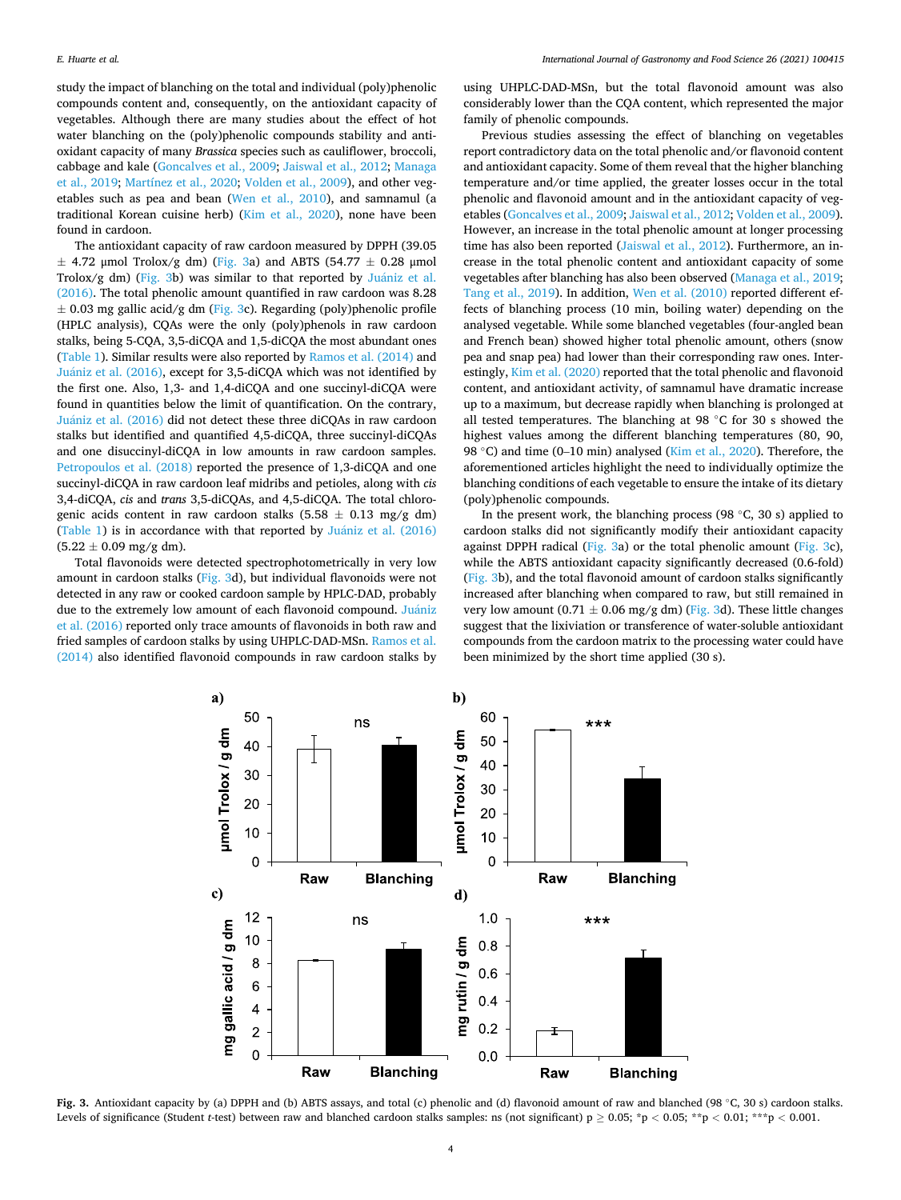study the impact of blanching on the total and individual (poly)phenolic compounds content and, consequently, on the antioxidant capacity of vegetables. Although there are many studies about the effect of hot water blanching on the (poly)phenolic compounds stability and antioxidant capacity of many *Brassica* species such as cauliflower, broccoli, cabbage and kale (Goncalves et al., 2009; Jaiswal et al., 2012; Managa et al., 2019; Martínez et al., 2020; Volden et al., 2009), and other vegetables such as pea and bean (Wen et al., 2010), and samnamul (a traditional Korean cuisine herb) (Kim et al., 2020), none have been found in cardoon.

The antioxidant capacity of raw cardoon measured by DPPH (39.05 ± 4.72 μmol Trolox/g dm) (Fig. 3a) and ABTS (54.77 ± 0.28 μmol Trolox/g dm) (Fig. 3b) was similar to that reported by Juániz et al. (2016). The total phenolic amount quantified in raw cardoon was 8.28 ± 0.03 mg gallic acid/g dm (Fig. 3c). Regarding (poly)phenolic profile (HPLC analysis), CQAs were the only (poly)phenols in raw cardoon stalks, being 5-CQA, 3,5-diCQA and 1,5-diCQA the most abundant ones (Table 1). Similar results were also reported by Ramos et al. (2014) and Juániz et al. (2016), except for 3,5-diCQA which was not identified by the first one. Also, 1,3- and 1,4-diCQA and one succinyl-diCQA were found in quantities below the limit of quantification. On the contrary, Juániz et al. (2016) did not detect these three diCQAs in raw cardoon stalks but identified and quantified 4,5-diCQA, three succinyl-diCQAs and one disuccinyl-diCQA in low amounts in raw cardoon samples. Petropoulos et al. (2018) reported the presence of 1,3-diCQA and one succinyl-diCQA in raw cardoon leaf midribs and petioles, along with *cis* 3,4-diCQA, *cis* and *trans* 3,5-diCQAs, and 4,5-diCQA. The total chlorogenic acids content in raw cardoon stalks (5.58 ± 0.13 mg/g dm) (Table 1) is in accordance with that reported by Juániz et al. (2016) (5.22 ± 0.09 mg/g dm).

Total flavonoids were detected spectrophotometrically in very low amount in cardoon stalks (Fig. 3d), but individual flavonoids were not detected in any raw or cooked cardoon sample by HPLC-DAD, probably due to the extremely low amount of each flavonoid compound. Juániz et al. (2016) reported only trace amounts of flavonoids in both raw and fried samples of cardoon stalks by using UHPLC-DAD-MSn. Ramos et al. (2014) also identified flavonoid compounds in raw cardoon stalks by using UHPLC-DAD-MSn, but the total flavonoid amount was also considerably lower than the CQA content, which represented the major family of phenolic compounds.

Previous studies assessing the effect of blanching on vegetables report contradictory data on the total phenolic and/or flavonoid content and antioxidant capacity. Some of them reveal that the higher blanching temperature and/or time applied, the greater losses occur in the total phenolic and flavonoid amount and in the antioxidant capacity of vegetables (Goncalves et al., 2009; Jaiswal et al., 2012; Volden et al., 2009). However, an increase in the total phenolic amount at longer processing time has also been reported (Jaiswal et al., 2012). Furthermore, an increase in the total phenolic content and antioxidant capacity of some vegetables after blanching has also been observed (Managa et al., 2019; Tang et al., 2019). In addition, Wen et al. (2010) reported different effects of blanching process (10 min, boiling water) depending on the analysed vegetable. While some blanched vegetables (four-angled bean and French bean) showed higher total phenolic amount, others (snow pea and snap pea) had lower than their corresponding raw ones. Interestingly, Kim et al. (2020) reported that the total phenolic and flavonoid content, and antioxidant activity, of samnamul have dramatic increase up to a maximum, but decrease rapidly when blanching is prolonged at all tested temperatures. The blanching at 98 °C for 30 s showed the highest values among the different blanching temperatures (80, 90, 98 °C) and time (0–10 min) analysed (Kim et al., 2020). Therefore, the aforementioned articles highlight the need to individually optimize the blanching conditions of each vegetable to ensure the intake of its dietary (poly)phenolic compounds.

In the present work, the blanching process (98 °C, 30 s) applied to cardoon stalks did not significantly modify their antioxidant capacity against DPPH radical (Fig. 3a) or the total phenolic amount (Fig. 3c), while the ABTS antioxidant capacity significantly decreased (0.6-fold) (Fig. 3b), and the total flavonoid amount of cardoon stalks significantly increased after blanching when compared to raw, but still remained in very low amount (0.71 ± 0.06 mg/g dm) (Fig. 3d). These little changes suggest that the lixiviation or transference of water-soluble antioxidant compounds from the cardoon matrix to the processing water could have been minimized by the short time applied (30 s).

**Fig. 3.** Antioxidant capacity by (a) DPPH and (b) ABTS assays, and total (c) phenolic and (d) flavonoid amount of raw and blanched (98 °C, 30 s) cardoon stalks. Levels of significance (Student *t*-test) between raw and blanched cardoon stalks samples: ns (not significant) $p \geq 0.05$; \*$p < 0.05$; \*\*$p < 0.01$; \*\*\*$p < 0.001$.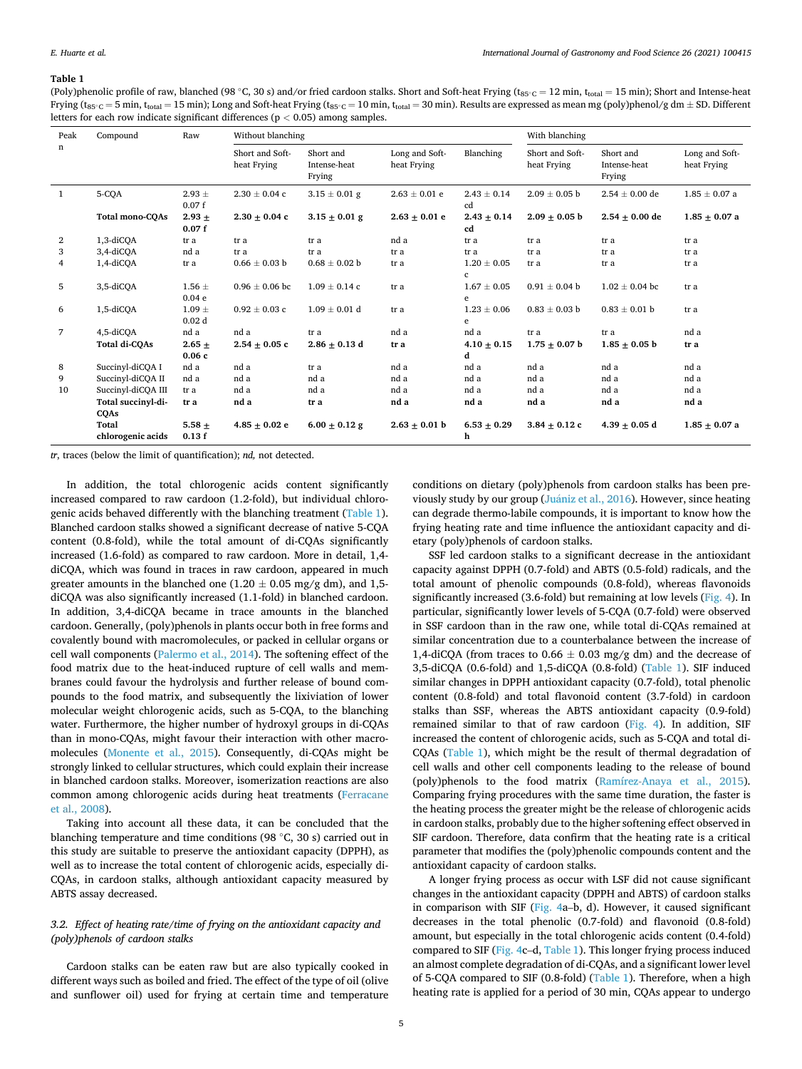**Table 1**

(Poly)phenolic profile of raw, blanched (98 °C, 30 s) and/or fried cardoon stalks. Short and Soft-heat Frying ($t_{85^\circ C}$ = 12 min, $t_{total}$ = 15 min); Short and Intense-heat Frying ($t_{85^\circ C}$ = 5 min, $t_{total}$ = 15 min); Long and Soft-heat Frying ($t_{85^\circ C}$ = 10 min, $t_{total}$ = 30 min). Results are expressed as mean mg (poly)phenol/g dm ± SD. Different letters for each row indicate significant differences ($p < 0.05$) among samples.

| Peak n | Compound | Raw | Without blanching | | | With blanching | | | |
|---|---|---|---|---|---|---|---|---|---|
| | | | Short and Soft-heat Frying | Short and Intense-heat Frying | Long and Soft-heat Frying | Blanching | Short and Soft-heat Frying | Short and Intense-heat Frying | Long and Soft-heat Frying |
| 1 | 5-CQA | 2.93 ± 0.07 f | 2.30 ± 0.04 c | 3.15 ± 0.01 g | 2.63 ± 0.01 e | 2.43 ± 0.14 cd | 2.09 ± 0.05 b | 2.54 ± 0.00 de | 1.85 ± 0.07 a |
| | **Total mono-CQAs** | **2.93 ± 0.07 f** | **2.30 ± 0.04 c** | **3.15 ± 0.01 g** | **2.63 ± 0.01 e** | **2.43 ± 0.14 cd** | **2.09 ± 0.05 b** | **2.54 ± 0.00 de** | **1.85 ± 0.07 a** |
| 2 | 1,3-diCQA | tr a | tr a | tr a | nd a | tr a | tr a | tr a | tr a |
| 3 | 3,4-diCQA | nd a | tr a | tr a | tr a | tr a | tr a | tr a | tr a |
| 4 | 1,4-diCQA | tr a | 0.66 ± 0.03 b | 0.68 ± 0.02 b | tr a | 1.20 ± 0.05 c | tr a | tr a | tr a |
| 5 | 3,5-diCQA | 1.56 ± 0.04 e | 0.96 ± 0.06 bc | 1.09 ± 0.14 c | tr a | 1.67 ± 0.05 e | 0.91 ± 0.04 b | 1.02 ± 0.04 bc | tr a |
| 6 | 1,5-diCQA | 1.09 ± 0.02 d | 0.92 ± 0.03 c | 1.09 ± 0.01 d | tr a | 1.23 ± 0.06 e | 0.83 ± 0.03 b | 0.83 ± 0.01 b | tr a |
| 7 | 4,5-diCQA | nd a | nd a | tr a | nd a | nd a | tr a | tr a | nd a |
| | **Total di-CQAs** | **2.65 ± 0.06 c** | **2.54 ± 0.05 c** | **2.86 ± 0.13 d** | **tr a** | **4.10 ± 0.15 d** | **1.75 ± 0.07 b** | **1.85 ± 0.05 b** | **tr a** |
| 8 | Succinyl-diCQA I | nd a | nd a | tr a | nd a | nd a | nd a | nd a | nd a |
| 9 | Succinyl-diCQA II | nd a | nd a | nd a | nd a | nd a | nd a | nd a | nd a |
| 10 | Succinyl-diCQA III | tr a | nd a | nd a | nd a | nd a | nd a | nd a | nd a |
| | **Total succinyl-di-CQAs** | **tr a** | **nd a** | **tr a** | **nd a** | **nd a** | **nd a** | **nd a** | **nd a** |
| | **Total chlorogenic acids** | **5.58 ± 0.13 f** | **4.85 ± 0.02 e** | **6.00 ± 0.12 g** | **2.63 ± 0.01 b** | **6.53 ± 0.29 h** | **3.84 ± 0.12 c** | **4.39 ± 0.05 d** | **1.85 ± 0.07 a** |

*tr*, traces (below the limit of quantification); *nd*, not detected.

In addition, the total chlorogenic acids content significantly increased compared to raw cardoon (1.2-fold), but individual chlorogenic acids behaved differently with the blanching treatment (Table 1). Blanched cardoon stalks showed a significant decrease of native 5-CQA content (0.8-fold), while the total amount of di-CQAs significantly increased (1.6-fold) as compared to raw cardoon. More in detail, 1,4-diCQA, which was found in traces in raw cardoon, appeared in much greater amounts in the blanched one (1.20 ± 0.05 mg/g dm), and 1,5-diCQA was also significantly increased (1.1-fold) in blanched cardoon. In addition, 3,4-diCQA became in trace amounts in the blanched cardoon. Generally, (poly)phenols in plants occur both in free forms and covalently bound with macromolecules, or packed in cellular organs or cell wall components (Palermo et al., 2014). The softening effect of the food matrix due to the heat-induced rupture of cell walls and membranes could favour the hydrolysis and further release of bound compounds to the food matrix, and subsequently the lixiviation of lower molecular weight chlorogenic acids, such as 5-CQA, to the blanching water. Furthermore, the higher number of hydroxyl groups in di-CQAs than in mono-CQAs, might favour their interaction with other macromolecules (Monente et al., 2015). Consequently, di-CQAs might be strongly linked to cellular structures, which could explain their increase in blanched cardoon stalks. Moreover, isomerization reactions are also common among chlorogenic acids during heat treatments (Ferracane et al., 2008).

Taking into account all these data, it can be concluded that the blanching temperature and time conditions (98 °C, 30 s) carried out in this study are suitable to preserve the antioxidant capacity (DPPH), as well as to increase the total content of chlorogenic acids, especially di-CQAs, in cardoon stalks, although antioxidant capacity measured by ABTS assay decreased.

### 3.2. Effect of heating rate/time of frying on the antioxidant capacity and (poly)phenols of cardoon stalks

Cardoon stalks can be eaten raw but are also typically cooked in different ways such as boiled and fried. The effect of the type of oil (olive and sunflower oil) used for frying at certain time and temperature conditions on dietary (poly)phenols from cardoon stalks has been previously study by our group (Juániz et al., 2016). However, since heating can degrade thermo-labile compounds, it is important to know how the frying heating rate and time influence the antioxidant capacity and dietary (poly)phenols of cardoon stalks.

SSF led cardoon stalks to a significant decrease in the antioxidant capacity against DPPH (0.7-fold) and ABTS (0.5-fold) radicals, and the total amount of phenolic compounds (0.8-fold), whereas flavonoids significantly increased (3.6-fold) but remaining at low levels (Fig. 4). In particular, significantly lower levels of 5-CQA (0.7-fold) were observed in SSF cardoon than in the raw one, while total di-CQAs remained at similar concentration due to a counterbalance between the increase of 1,4-diCQA (from traces to 0.66 ± 0.03 mg/g dm) and the decrease of 3,5-diCQA (0.6-fold) and 1,5-diCQA (0.8-fold) (Table 1). SIF induced similar changes in DPPH antioxidant capacity (0.7-fold), total phenolic content (0.8-fold) and total flavonoid content (3.7-fold) in cardoon stalks than SSF, whereas the ABTS antioxidant capacity (0.9-fold) remained similar to that of raw cardoon (Fig. 4). In addition, SIF increased the content of chlorogenic acids, such as 5-CQA and total di-CQAs (Table 1), which might be the result of thermal degradation of cell walls and other cell components leading to the release of bound (poly)phenols to the food matrix (Ramírez-Anaya et al., 2015). Comparing frying procedures with the same time duration, the faster is the heating process the greater might be the release of chlorogenic acids in cardoon stalks, probably due to the higher softening effect observed in SIF cardoon. Therefore, data confirm that the heating rate is a critical parameter that modifies the (poly)phenolic compounds content and the antioxidant capacity of cardoon stalks.

A longer frying process as occur with LSF did not cause significant changes in the antioxidant capacity (DPPH and ABTS) of cardoon stalks in comparison with SIF (Fig. 4a–b, d). However, it caused significant decreases in the total phenolic (0.7-fold) and flavonoid (0.8-fold) amount, but especially in the total chlorogenic acids content (0.4-fold) compared to SIF (Fig. 4c–d, Table 1). This longer frying process induced an almost complete degradation of di-CQAs, and a significant lower level of 5-CQA compared to SIF (0.8-fold) (Table 1). Therefore, when a high heating rate is applied for a period of 30 min, CQAs appear to undergo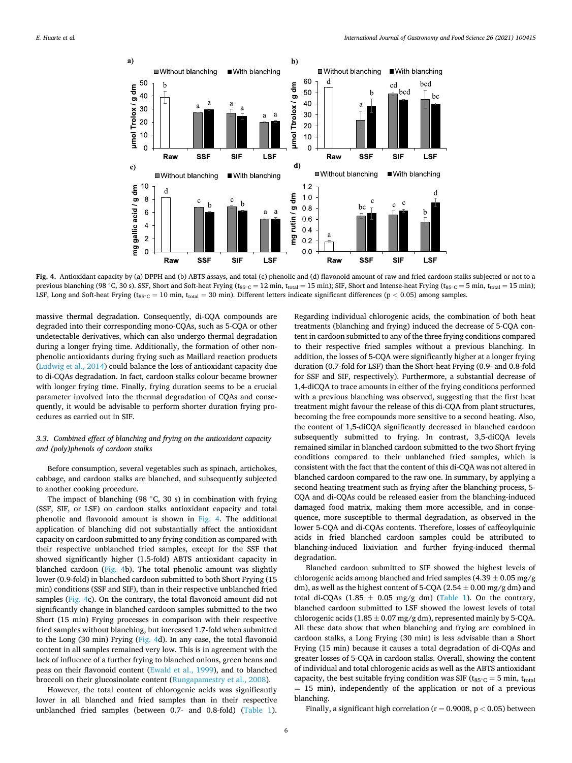Fig. 4. Antioxidant capacity by (a) DPPH and (b) ABTS assays, and total (c) phenolic and (d) flavonoid amount of raw and fried cardoon stalks subjected or not to a previous blanching (98 °C, 30 s). SSF, Short and Soft-heat Frying ($t_{85°C}$ = 12 min, $t_{total}$ = 15 min); SIF, Short and Intense-heat Frying ($t_{85°C}$ = 5 min, $t_{total}$ = 15 min); LSF, Long and Soft-heat Frying ($t_{85°C}$ = 10 min, $t_{total}$ = 30 min). Different letters indicate significant differences ($p < 0.05$) among samples.

massive thermal degradation. Consequently, di-CQA compounds are degraded into their corresponding mono-CQAs, such as 5-CQA or other undetectable derivatives, which can also undergo thermal degradation during a longer frying time. Additionally, the formation of other non-phenolic antioxidants during frying such as Maillard reaction products (Ludwig et al., 2014) could balance the loss of antioxidant capacity due to di-CQAs degradation. In fact, cardoon stalks colour became browner with longer frying time. Finally, frying duration seems to be a crucial parameter involved into the thermal degradation of CQAs and consequently, it would be advisable to perform shorter duration frying procedures as carried out in SIF.

### 3.3. Combined effect of blanching and frying on the antioxidant capacity and (poly)phenols of cardoon stalks

Before consumption, several vegetables such as spinach, artichokes, cabbage, and cardoon stalks are blanched, and subsequently subjected to another cooking procedure.

The impact of blanching (98 °C, 30 s) in combination with frying (SSF, SIF, or LSF) on cardoon stalks antioxidant capacity and total phenolic and flavonoid amount is shown in Fig. 4. The additional application of blanching did not substantially affect the antioxidant capacity on cardoon submitted to any frying condition as compared with their respective unblanched fried samples, except for the SSF that showed significantly higher (1.5-fold) ABTS antioxidant capacity in blanched cardoon (Fig. 4b). The total phenolic amount was slightly lower (0.9-fold) in blanched cardoon submitted to both Short Frying (15 min) conditions (SSF and SIF), than in their respective unblanched fried samples (Fig. 4c). On the contrary, the total flavonoid amount did not significantly change in blanched cardoon samples submitted to the two Short (15 min) Frying processes in comparison with their respective fried samples without blanching, but increased 1.7-fold when submitted to the Long (30 min) Frying (Fig. 4d). In any case, the total flavonoid content in all samples remained very low. This is in agreement with the lack of influence of a further frying to blanched onions, green beans and peas on their flavonoid content (Ewald et al., 1999), and to blanched broccoli on their glucosinolate content (Rungapamestry et al., 2008).

However, the total content of chlorogenic acids was significantly lower in all blanched and fried samples than in their respective unblanched fried samples (between 0.7- and 0.8-fold) (Table 1). Regarding individual chlorogenic acids, the combination of both heat treatments (blanching and frying) induced the decrease of 5-CQA content in cardoon submitted to any of the three frying conditions compared to their respective fried samples without a previous blanching. In addition, the losses of 5-CQA were significantly higher at a longer frying duration (0.7-fold for LSF) than the Short-heat Frying (0.9- and 0.8-fold for SSF and SIF, respectively). Furthermore, a substantial decrease of 1,4-diCQA to trace amounts in either of the frying conditions performed with a previous blanching was observed, suggesting that the first heat treatment might favour the release of this di-CQA from plant structures, becoming the free compounds more sensitive to a second heating. Also, the content of 1,5-diCQA significantly decreased in blanched cardoon subsequently submitted to frying. In contrast, 3,5-diCQA levels remained similar in blanched cardoon submitted to the two Short frying conditions compared to their unblanched fried samples, which is consistent with the fact that the content of this di-CQA was not altered in blanched cardoon compared to the raw one. In summary, by applying a second heating treatment such as frying after the blanching process, 5-CQA and di-CQAs could be released easier from the blanching-induced damaged food matrix, making them more accessible, and in consequence, more susceptible to thermal degradation, as observed in the lower 5-CQA and di-CQAs contents. Therefore, losses of caffeoylquinic acids in fried blanched cardoon samples could be attributed to blanching-induced lixiviation and further frying-induced thermal degradation.

Blanched cardoon submitted to SIF showed the highest levels of chlorogenic acids among blanched and fried samples (4.39 ± 0.05 mg/g dm), as well as the highest content of 5-CQA (2.54 ± 0.00 mg/g dm) and total di-CQAs (1.85 ± 0.05 mg/g dm) (Table 1). On the contrary, blanched cardoon submitted to LSF showed the lowest levels of total chlorogenic acids (1.85 ± 0.07 mg/g dm), represented mainly by 5-CQA. All these data show that when blanching and frying are combined in cardoon stalks, a Long Frying (30 min) is less advisable than a Short Frying (15 min) because it causes a total degradation of di-CQAs and greater losses of 5-CQA in cardoon stalks. Overall, showing the content of individual and total chlorogenic acids as well as the ABTS antioxidant capacity, the best suitable frying condition was SIF ($t_{85°C}$ = 5 min, $t_{total}$ = 15 min), independently of the application or not of a previous blanching.

Finally, a significant high correlation ($r = 0.9008$, $p < 0.05$) between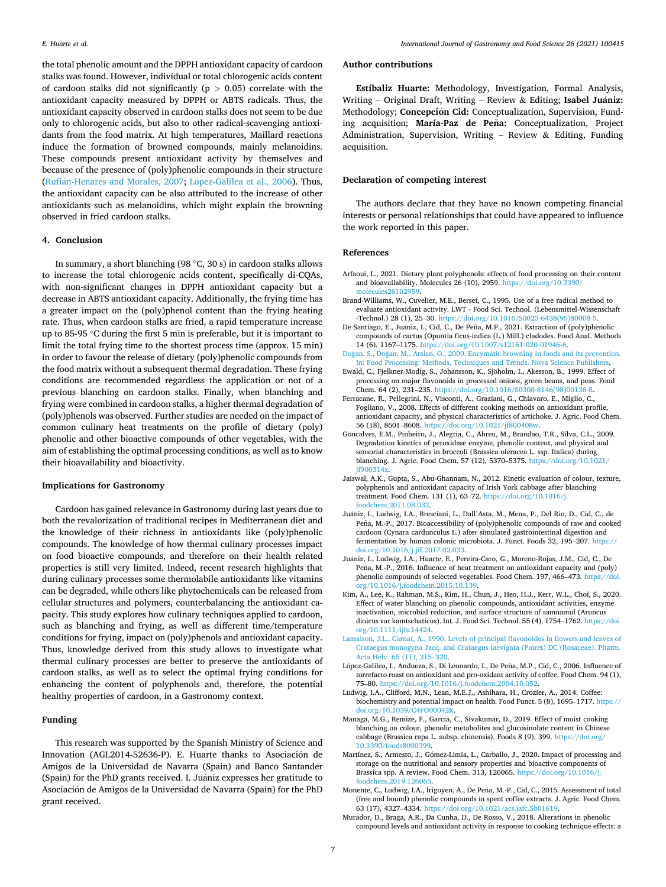the total phenolic amount and the DPPH antioxidant capacity of cardoon stalks was found. However, individual or total chlorogenic acids content of cardoon stalks did not significantly ($p > 0.05$) correlate with the antioxidant capacity measured by DPPH or ABTS radicals. Thus, the antioxidant capacity observed in cardoon stalks does not seem to be due only to chlorogenic acids, but also to other radical-scavenging antioxidants from the food matrix. At high temperatures, Maillard reactions induce the formation of browned compounds, mainly melanoidins. These compounds present antioxidant activity by themselves and because of the presence of (poly)phenolic compounds in their structure (Rufián-Henares and Morales, 2007; López-Galilea et al., 2006). Thus, the antioxidant capacity can be also attributed to the increase of other antioxidants such as melanoidins, which might explain the browning observed in fried cardoon stalks.

## 4. Conclusion

In summary, a short blanching (98 °C, 30 s) in cardoon stalks allows to increase the total chlorogenic acids content, specifically di-CQAs, with non-significant changes in DPPH antioxidant capacity but a decrease in ABTS antioxidant capacity. Additionally, the frying time has a greater impact on the (poly)phenol content than the frying heating rate. Thus, when cardoon stalks are fried, a rapid temperature increase up to 85-95 °C during the first 5 min is preferable, but it is important to limit the total frying time to the shortest process time (approx. 15 min) in order to favour the release of dietary (poly)phenolic compounds from the food matrix without a subsequent thermal degradation. These frying conditions are recommended regardless the application or not of a previous blanching on cardoon stalks. Finally, when blanching and frying were combined in cardoon stalks, a higher thermal degradation of (poly)phenols was observed. Further studies are needed on the impact of common culinary heat treatments on the profile of dietary (poly) phenolic and other bioactive compounds of other vegetables, with the aim of establishing the optimal processing conditions, as well as to know their bioavailability and bioactivity.

## Implications for Gastronomy

Cardoon has gained relevance in Gastronomy during last years due to both the revalorization of traditional recipes in Mediterranean diet and the knowledge of their richness in antioxidants like (poly)phenolic compounds. The knowledge of how thermal culinary processes impact on food bioactive compounds, and therefore on their health related properties is still very limited. Indeed, recent research highlights that during culinary processes some thermolabile antioxidants like vitamins can be degraded, while others like phytochemicals can be released from cellular structures and polymers, counterbalancing the antioxidant capacity. This study explores how culinary techniques applied to cardoon, such as blanching and frying, as well as different time/temperature conditions for frying, impact on (poly)phenols and antioxidant capacity. Thus, knowledge derived from this study allows to investigate what thermal culinary processes are better to preserve the antioxidants of cardoon stalks, as well as to select the optimal frying conditions for enhancing the content of polyphenols and, therefore, the potential healthy properties of cardoon, in a Gastronomy context.

## Funding

This research was supported by the Spanish Ministry of Science and Innovation (AGL2014-52636-P). E. Huarte thanks to Asociación de Amigos de la Universidad de Navarra (Spain) and Banco Santander (Spain) for the PhD grants received. I. Juániz expresses her gratitude to Asociación de Amigos de la Universidad de Navarra (Spain) for the PhD grant received.

## Author contributions

**Estíbaliz Huarte:** Methodology, Investigation, Formal Analysis, Writing – Original Draft, Writing – Review & Editing; **Isabel Juániz:** Methodology; **Concepción Cid:** Conceptualization, Supervision, Funding acquisition; **María-Paz de Peña:** Conceptualization, Project Administration, Supervision, Writing – Review & Editing, Funding acquisition.

## Declaration of competing interest

The authors declare that they have no known competing financial interests or personal relationships that could have appeared to influence the work reported in this paper.

## References

Arfaoui, L., 2021. Dietary plant polyphenols: effects of food processing on their content and bioavailability. Molecules 26 (10), 2959. https://doi.org/10.3390/molecules26102959.

Brand-Williams, W., Cuvelier, M.E., Berset, C., 1995. Use of a free radical method to evaluate antioxidant activity. LWT - Food Sci. Technol. (Lebensmittel-Wissenschaft -Technol.) 28 (1), 25–30. https://doi.org/10.1016/S0023-6438(95)80008-5.

De Santiago, E., Juaniz, I., Cid, C., De Peña, M.P., 2021. Extraction of (poly)phenolic compounds of cactus (Opuntia ficus-indica (L.) Mill.) cladodes. Food Anal. Methods 14 (6), 1167–1175. https://doi.org/10.1007/s12161-020-01946-6.

Doğan, S., Doğan, M., Arslan, O., 2009. Enzymatic browning in foods and its prevention. In: Food Processing: Methods, Techniques and Trends. Nova Science Publishers.

Ewald, C., Fjelkner-Modig, S., Johansson, K., Sjöholm, I., Akesson, B., 1999. Effect of processing on major flavonoids in processed onions, green beans, and peas. Food Chem. 64 (2), 231–235. https://doi.org/10.1016/S0308-8146(98)00136-8.

Ferracane, R., Pellegrini, N., Visconti, A., Graziani, G., Chiavaro, E., Miglio, C., Fogliano, V., 2008. Effects of different cooking methods on antioxidant profile, antioxidant capacity, and physical characteristics of artichoke. J. Agric. Food Chem. 56 (18), 8601–8608. https://doi.org/10.1021/jf800408w.

Goncalves, E.M., Pinheiro, J., Alegria, C., Abreu, M., Brandao, T.R., Silva, C.L., 2009. Degradation kinetics of peroxidase enzyme, phenolic content, and physical and sensorial characteristics in broccoli (Brassica oleracea L. ssp. Italica) during blanching. J. Agric. Food Chem. 57 (12), 5370–5375. https://doi.org/10.1021/jf900314x.

Jaiswal, A.K., Gupta, S., Abu-Ghannam, N., 2012. Kinetic evaluation of colour, texture, polyphenols and antioxidant capacity of Irish York cabbage after blanching treatment. Food Chem. 131 (1), 63–72. https://doi.org/10.1016/j.foodchem.2011.08.032.

Juániz, I., Ludwig, I.A., Bresciani, L., Dall`Asta, M., Mena, P., Del Rio, D., Cid, C., de Peña, M.-P., 2017. Bioaccessibility of (poly)phenolic compounds of raw and cooked cardoon (Cynara cardunculus L.) after simulated gastrointestinal digestion and fermentation by human colonic microbiota. J. Funct. Foods 32, 195–207. https://doi.org/10.1016/j.jff.2017.02.033.

Juániz, I., Ludwig, I.A., Huarte, E., Pereira-Caro, G., Moreno-Rojas, J.M., Cid, C., De Peña, M.-P., 2016. Influence of heat treatment on antioxidant capacity and (poly) phenolic compounds of selected vegetables. Food Chem. 197, 466–473. https://doi.org/10.1016/j.foodchem.2015.10.139.

Kim, A., Lee, K., Rahman, M.S., Kim, H., Chun, J., Heo, H.J., Kerr, W.L., Choi, S., 2020. Effect of water blanching on phenolic compounds, antioxidant activities, enzyme inactivation, microbial reduction, and surface structure of samnamul (Aruncus dioicus var kamtschaticus). Int. J. Food Sci. Technol. 55 (4), 1754–1762. https://doi.org/10.1111/ijfs.14424.

Lamaison, J.L., Carnat, A., 1990. Levels of principal flavonoides in flowers and leaves of Crataegus monogyna Jacq. and Crataegus laevigata (Poiret) DC (Rosaceae). Pharm. Acta Helv. 65 (11), 315–320.

López-Galilea, I., Andueza, S., Di Leonardo, I., De Peña, M.P., Cid, C., 2006. Influence of torrefacto roast on antioxidant and pro-oxidant activity of coffee. Food Chem. 94 (1), 75–80. https://doi.org/10.1016/j.foodchem.2004.10.052.

Ludwig, I.A., Clifford, M.N., Lean, M.E.J., Ashihara, H., Crozier, A., 2014. Coffee: biochemistry and potential impact on health. Food Funct. 5 (8), 1695–1717. https://doi.org/10.1039/C4FO00042K.

Managa, M.G., Remize, F., Garcia, C., Sivakumar, D., 2019. Effect of moist cooking blanching on colour, phenolic metabolites and glucosinolate content in Chinese cabbage (Brassica rapa L. subsp. chinensis). Foods 8 (9), 399. https://doi.org/10.3390/foods8090399.

Martínez, S., Armesto, J., Gómez-Limia, L., Carballo, J., 2020. Impact of processing and storage on the nutritional and sensory properties and bioactive components of Brassica spp. A review. Food Chem. 313, 126065. https://doi.org/10.1016/j.foodchem.2019.126065.

Monente, C., Ludwig, I.A., Irigoyen, A., De Peña, M.-P., Cid, C., 2015. Assessment of total (free and bound) phenolic compounds in spent coffee extracts. J. Agric. Food Chem. 63 (17), 4327–4334. https://doi.org/10.1021/acs.jafc.5b01619.

Murador, D., Braga, A.R., Da Cunha, D., De Rosso, V., 2018. Alterations in phenolic compound levels and antioxidant activity in response to cooking technique effects: a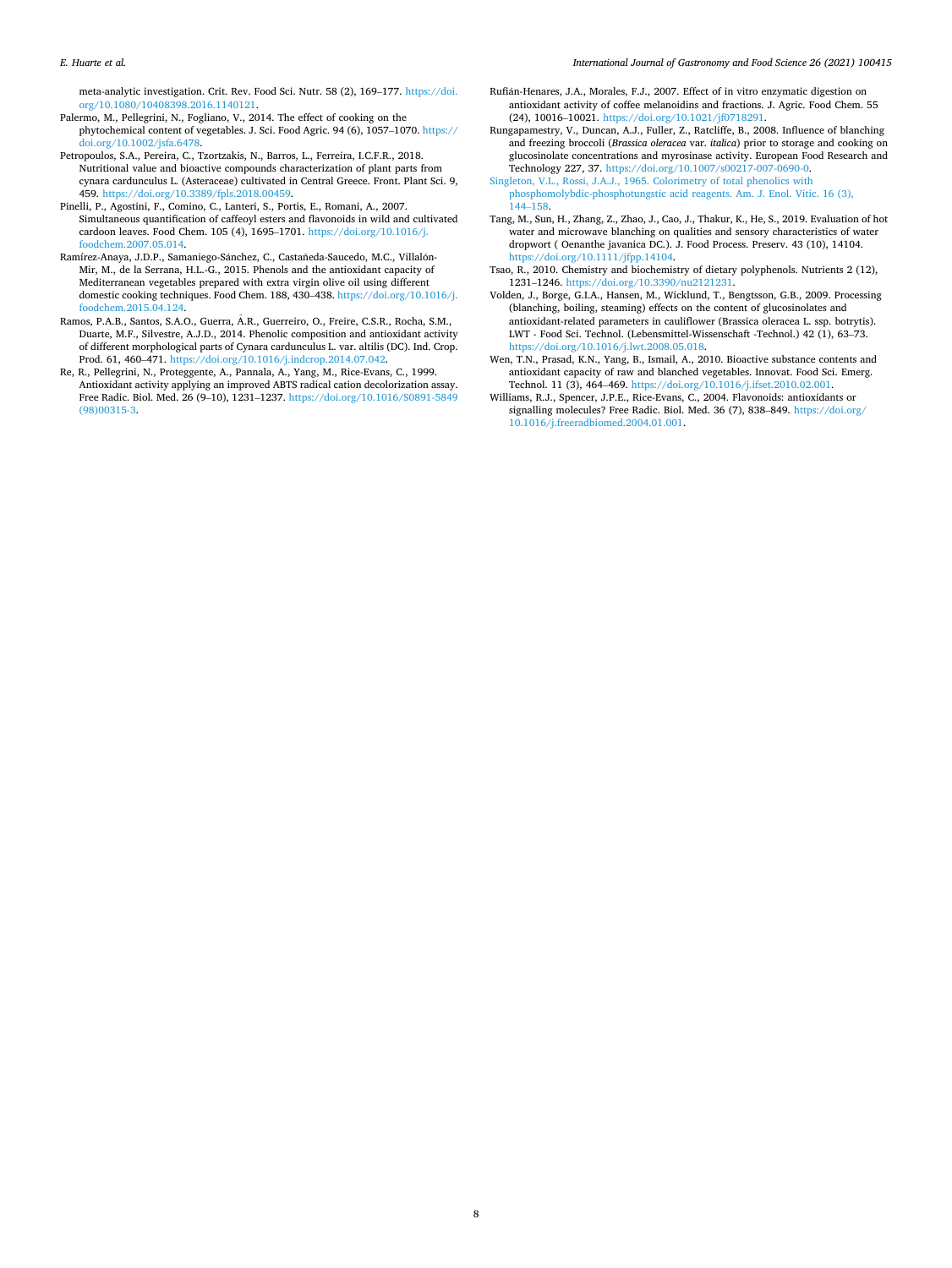meta-analytic investigation. Crit. Rev. Food Sci. Nutr. 58 (2), 169–177. https://doi.org/10.1080/10408398.2016.1140121.

Palermo, M., Pellegrini, N., Fogliano, V., 2014. The effect of cooking on the phytochemical content of vegetables. J. Sci. Food Agric. 94 (6), 1057–1070. https://doi.org/10.1002/jsfa.6478.

Petropoulos, S.A., Pereira, C., Tzortzakis, N., Barros, L., Ferreira, I.C.F.R., 2018. Nutritional value and bioactive compounds characterization of plant parts from cynara cardunculus L. (Asteraceae) cultivated in Central Greece. Front. Plant Sci. 9, 459. https://doi.org/10.3389/fpls.2018.00459.

Pinelli, P., Agostini, F., Comino, C., Lanteri, S., Portis, E., Romani, A., 2007. Simultaneous quantification of caffeoyl esters and flavonoids in wild and cultivated cardoon leaves. Food Chem. 105 (4), 1695–1701. https://doi.org/10.1016/j.foodchem.2007.05.014.

Ramírez-Anaya, J.D.P., Samaniego-Sánchez, C., Castañeda-Saucedo, M.C., Villalón-Mir, M., de la Serrana, H.L.-G., 2015. Phenols and the antioxidant capacity of Mediterranean vegetables prepared with extra virgin olive oil using different domestic cooking techniques. Food Chem. 188, 430–438. https://doi.org/10.1016/j.foodchem.2015.04.124.

Ramos, P.A.B., Santos, S.A.O., Guerra, Â.R., Guerreiro, O., Freire, C.S.R., Rocha, S.M., Duarte, M.F., Silvestre, A.J.D., 2014. Phenolic composition and antioxidant activity of different morphological parts of Cynara cardunculus L. var. altilis (DC). Ind. Crop. Prod. 61, 460–471. https://doi.org/10.1016/j.indcrop.2014.07.042.

Re, R., Pellegrini, N., Proteggente, A., Pannala, A., Yang, M., Rice-Evans, C., 1999. Antioxidant activity applying an improved ABTS radical cation decolorization assay. Free Radic. Biol. Med. 26 (9–10), 1231–1237. https://doi.org/10.1016/S0891-5849(98)00315-3.

Rufián-Henares, J.A., Morales, F.J., 2007. Effect of in vitro enzymatic digestion on antioxidant activity of coffee melanoidins and fractions. J. Agric. Food Chem. 55 (24), 10016–10021. https://doi.org/10.1021/jf0718291.

Rungapamestry, V., Duncan, A.J., Fuller, Z., Ratcliffe, B., 2008. Influence of blanching and freezing broccoli (*Brassica oleracea* var. *italica*) prior to storage and cooking on glucosinolate concentrations and myrosinase activity. European Food Research and Technology 227, 37. https://doi.org/10.1007/s00217-007-0690-0.

Singleton, V.L., Rossi, J.A.J., 1965. Colorimetry of total phenolics with phosphomolybdic-phosphotungstic acid reagents. Am. J. Enol. Vitic. 16 (3), 144–158.

Tang, M., Sun, H., Zhang, Z., Zhao, J., Cao, J., Thakur, K., He, S., 2019. Evaluation of hot water and microwave blanching on qualities and sensory characteristics of water dropwort ( Oenanthe javanica DC.). J. Food Process. Preserv. 43 (10), 14104. https://doi.org/10.1111/jfpp.14104.

Tsao, R., 2010. Chemistry and biochemistry of dietary polyphenols. Nutrients 2 (12), 1231–1246. https://doi.org/10.3390/nu2121231.

Volden, J., Borge, G.I.A., Hansen, M., Wicklund, T., Bengtsson, G.B., 2009. Processing (blanching, boiling, steaming) effects on the content of glucosinolates and antioxidant-related parameters in cauliflower (Brassica oleracea L. ssp. botrytis). LWT - Food Sci. Technol. (Lebensmittel-Wissenschaft -Technol.) 42 (1), 63–73. https://doi.org/10.1016/j.lwt.2008.05.018.

Wen, T.N., Prasad, K.N., Yang, B., Ismail, A., 2010. Bioactive substance contents and antioxidant capacity of raw and blanched vegetables. Innovat. Food Sci. Emerg. Technol. 11 (3), 464–469. https://doi.org/10.1016/j.ifset.2010.02.001.

Williams, R.J., Spencer, J.P.E., Rice-Evans, C., 2004. Flavonoids: antioxidants or signalling molecules? Free Radic. Biol. Med. 36 (7), 838–849. https://doi.org/10.1016/j.freeradbiomed.2004.01.001.